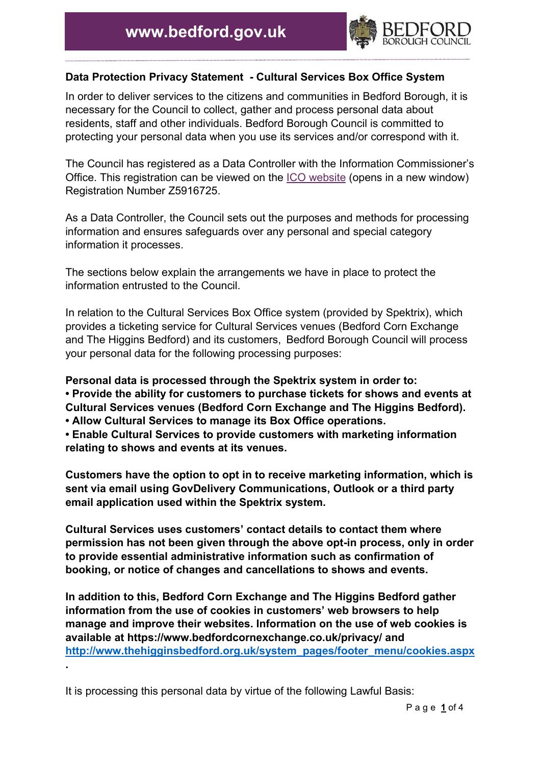**Data Protection Privacy Statement - Cultural Services Box Office System**

In order to deliver services to the citizens and communities in Bedford Borough, it is necessary for the Council to collect, gather and process personal data about residents, staff and other individuals. Bedford Borough Council is committed to protecting your personal data when you use its services and/or correspond with it.

The Council has registered as a Data Controller with the Information Commissioner's Office. This registration can be viewed on the ICO website (opens in a new window) Registration Number Z5916725.

As a Data Controller, the Council sets out the purposes and methods for processing information and ensures safeguards over any personal and special category information it processes.

The sections below explain the arrangements we have in place to protect the information entrusted to the Council.

In relation to the Cultural Services Box Office system (provided by Spektrix), which provides a ticketing service for Cultural Services venues (Bedford Corn Exchange and The Higgins Bedford) and its customers, Bedford Borough Council will process your personal data for the following processing purposes:

**Personal data is processed through the Spektrix system in order to:**

- **Provide the ability for customers to purchase tickets for shows and events at Cultural Services venues (Bedford Corn Exchange and The Higgins Bedford).**
- **Allow Cultural Services to manage its Box Office operations.**
- **Enable Cultural Services to provide customers with marketing information relating to shows and events at its venues.**

**Customers have the option to opt in to receive marketing information, which is sent via email using GovDelivery Communications, Outlook or a third party email application used within the Spektrix system.**

**Cultural Services uses customers' contact details to contact them where permission has not been given through the above opt-in process, only in order to provide essential administrative information such as confirmation of booking, or notice of changes and cancellations to shows and events.**

**In addition to this, Bedford Corn Exchange and The Higgins Bedford gather information from the use of cookies in customers' web browsers to help manage and improve their websites. Information on the use of web cookies is available at https://www.bedfordcornexchange.co.uk/privacy/ and http://www.thehigginsbedford.org.uk/system_pages/footer_menu/cookies.aspx.**

It is processing this personal data by virtue of the following Lawful Basis: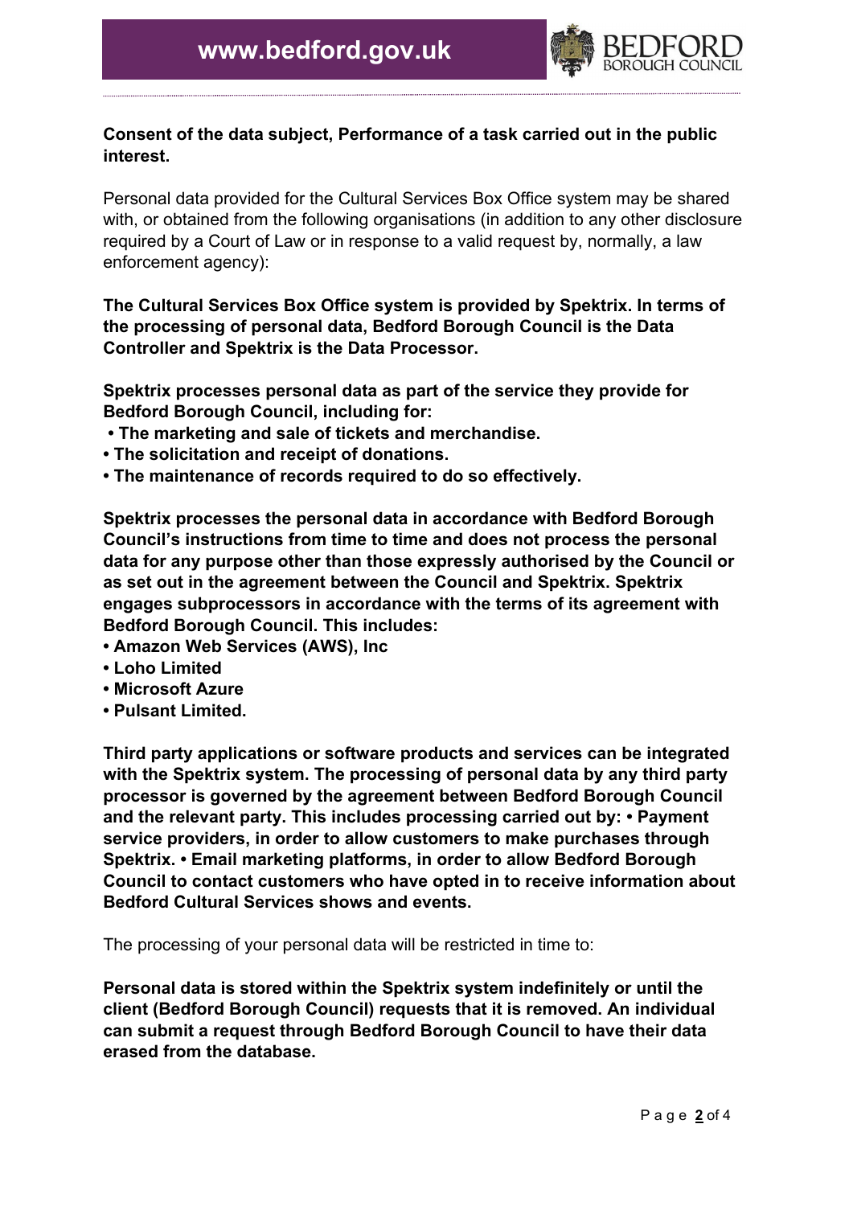**Consent of the data subject, Performance of a task carried out in the public interest.**

Personal data provided for the Cultural Services Box Office system may be shared with, or obtained from the following organisations (in addition to any other disclosure required by a Court of Law or in response to a valid request by, normally, a law enforcement agency):

**The Cultural Services Box Office system is provided by Spektrix. In terms of the processing of personal data, Bedford Borough Council is the Data Controller and Spektrix is the Data Processor.**

**Spektrix processes personal data as part of the service they provide for Bedford Borough Council, including for:**

- **The marketing and sale of tickets and merchandise.**
- **The solicitation and receipt of donations.**
- **The maintenance of records required to do so effectively.**

**Spektrix processes the personal data in accordance with Bedford Borough Council's instructions from time to time and does not process the personal data for any purpose other than those expressly authorised by the Council or as set out in the agreement between the Council and Spektrix. Spektrix engages subprocessors in accordance with the terms of its agreement with Bedford Borough Council. This includes:**

- **Amazon Web Services (AWS), Inc**
- **Loho Limited**
- **Microsoft Azure**
- **Pulsant Limited.**

**Third party applications or software products and services can be integrated with the Spektrix system. The processing of personal data by any third party processor is governed by the agreement between Bedford Borough Council and the relevant party. This includes processing carried out by: • Payment service providers, in order to allow customers to make purchases through Spektrix. • Email marketing platforms, in order to allow Bedford Borough Council to contact customers who have opted in to receive information about Bedford Cultural Services shows and events.**

The processing of your personal data will be restricted in time to:

**Personal data is stored within the Spektrix system indefinitely or until the client (Bedford Borough Council) requests that it is removed. An individual can submit a request through Bedford Borough Council to have their data erased from the database.**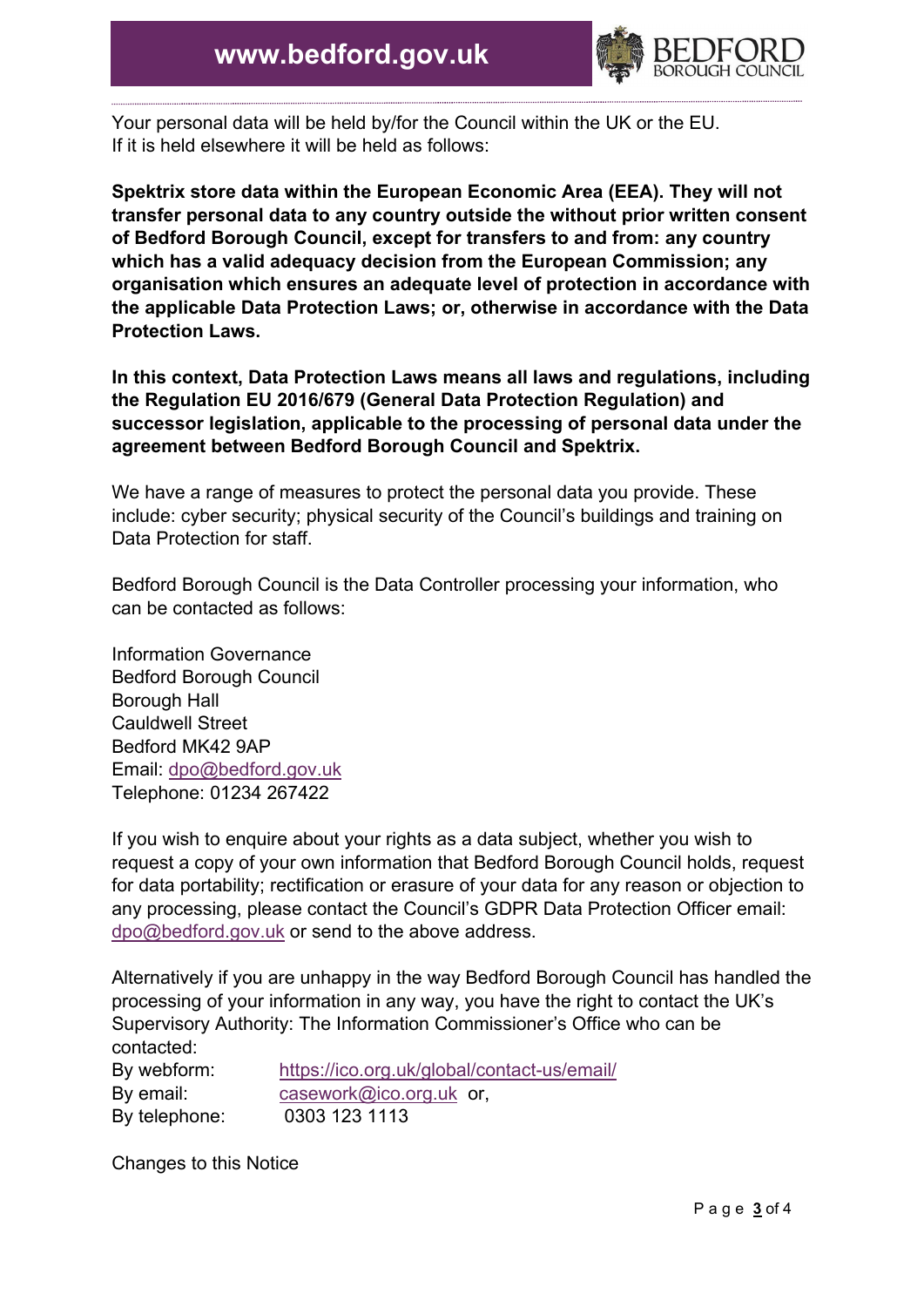Your personal data will be held by/for the Council within the UK or the EU. If it is held elsewhere it will be held as follows:

**Spektrix store data within the European Economic Area (EEA). They will not transfer personal data to any country outside the without prior written consent of Bedford Borough Council, except for transfers to and from: any country which has a valid adequacy decision from the European Commission; any organisation which ensures an adequate level of protection in accordance with the applicable Data Protection Laws; or, otherwise in accordance with the Data Protection Laws.**

**In this context, Data Protection Laws means all laws and regulations, including the Regulation EU 2016/679 (General Data Protection Regulation) and successor legislation, applicable to the processing of personal data under the agreement between Bedford Borough Council and Spektrix.**

We have a range of measures to protect the personal data you provide. These include: cyber security; physical security of the Council's buildings and training on Data Protection for staff.

Bedford Borough Council is the Data Controller processing your information, who can be contacted as follows:

Information Governance
Bedford Borough Council
Borough Hall
Cauldwell Street
Bedford MK42 9AP
Email: dpo@bedford.gov.uk
Telephone: 01234 267422

If you wish to enquire about your rights as a data subject, whether you wish to request a copy of your own information that Bedford Borough Council holds, request for data portability; rectification or erasure of your data for any reason or objection to any processing, please contact the Council's GDPR Data Protection Officer email: dpo@bedford.gov.uk or send to the above address.

Alternatively if you are unhappy in the way Bedford Borough Council has handled the processing of your information in any way, you have the right to contact the UK's Supervisory Authority: The Information Commissioner's Office who can be contacted:

By webform: https://ico.org.uk/global/contact-us/email/
By email: casework@ico.org.uk or,
By telephone: 0303 123 1113

Changes to this Notice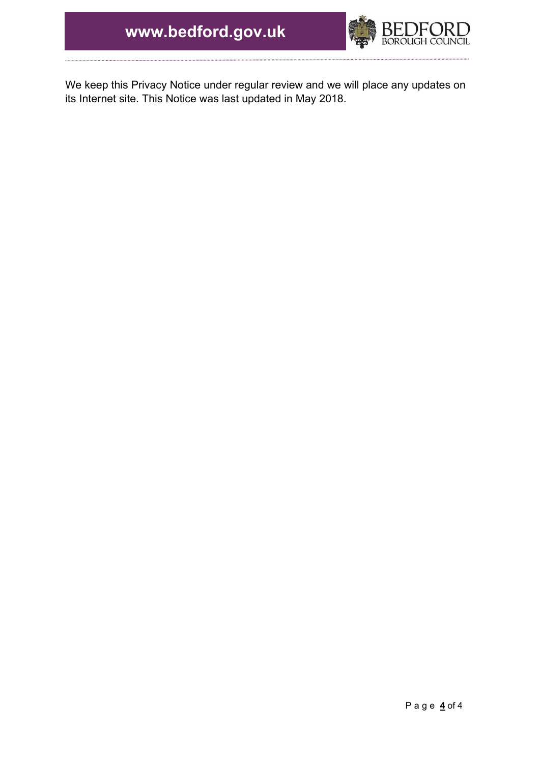We keep this Privacy Notice under regular review and we will place any updates on its Internet site. This Notice was last updated in May 2018.